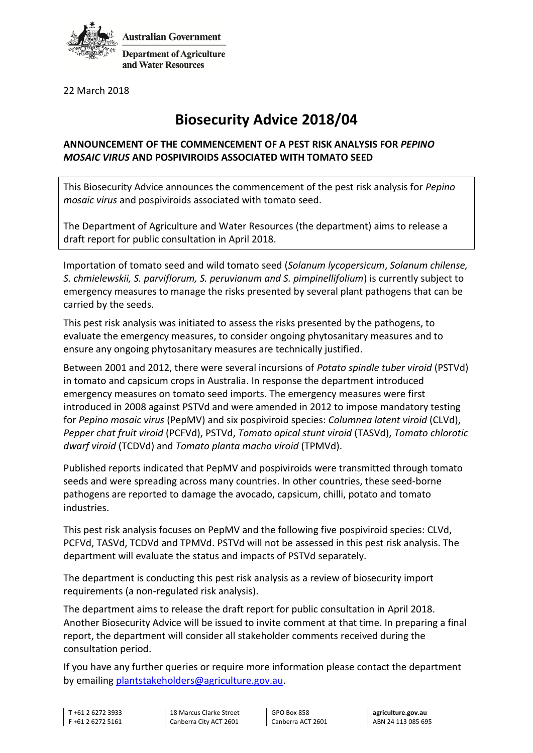Australian Government

Department of Agriculture and Water Resources

22 March 2018

# Biosecurity Advice 2018/04

## ANNOUNCEMENT OF THE COMMENCEMENT OF A PEST RISK ANALYSIS FOR *PEPINO MOSAIC VIRUS* AND POSPIVIROIDS ASSOCIATED WITH TOMATO SEED

This Biosecurity Advice announces the commencement of the pest risk analysis for *Pepino mosaic virus* and pospiviroids associated with tomato seed.

The Department of Agriculture and Water Resources (the department) aims to release a draft report for public consultation in April 2018.

Importation of tomato seed and wild tomato seed (*Solanum lycopersicum*, *Solanum chilense, S. chmielewskii, S. parviflorum, S. peruvianum and S. pimpinellifolium*) is currently subject to emergency measures to manage the risks presented by several plant pathogens that can be carried by the seeds.

This pest risk analysis was initiated to assess the risks presented by the pathogens, to evaluate the emergency measures, to consider ongoing phytosanitary measures and to ensure any ongoing phytosanitary measures are technically justified.

Between 2001 and 2012, there were several incursions of *Potato spindle tuber viroid* (PSTVd) in tomato and capsicum crops in Australia. In response the department introduced emergency measures on tomato seed imports. The emergency measures were first introduced in 2008 against PSTVd and were amended in 2012 to impose mandatory testing for *Pepino mosaic virus* (PepMV) and six pospiviroid species: *Columnea latent viroid* (CLVd), *Pepper chat fruit viroid* (PCFVd), PSTVd, *Tomato apical stunt viroid* (TASVd), *Tomato chlorotic dwarf viroid* (TCDVd) and *Tomato planta macho viroid* (TPMVd).

Published reports indicated that PepMV and pospiviroids were transmitted through tomato seeds and were spreading across many countries. In other countries, these seed-borne pathogens are reported to damage the avocado, capsicum, chilli, potato and tomato industries.

This pest risk analysis focuses on PepMV and the following five pospiviroid species: CLVd, PCFVd, TASVd, TCDVd and TPMVd. PSTVd will not be assessed in this pest risk analysis. The department will evaluate the status and impacts of PSTVd separately.

The department is conducting this pest risk analysis as a review of biosecurity import requirements (a non-regulated risk analysis).

The department aims to release the draft report for public consultation in April 2018. Another Biosecurity Advice will be issued to invite comment at that time. In preparing a final report, the department will consider all stakeholder comments received during the consultation period.

If you have any further queries or require more information please contact the department by emailing plantstakeholders@agriculture.gov.au.

**T** +61 2 6272 3933
**F** +61 2 6272 5161

18 Marcus Clarke Street
Canberra City ACT 2601

GPO Box 858
Canberra ACT 2601

**agriculture.gov.au**
ABN 24 113 085 695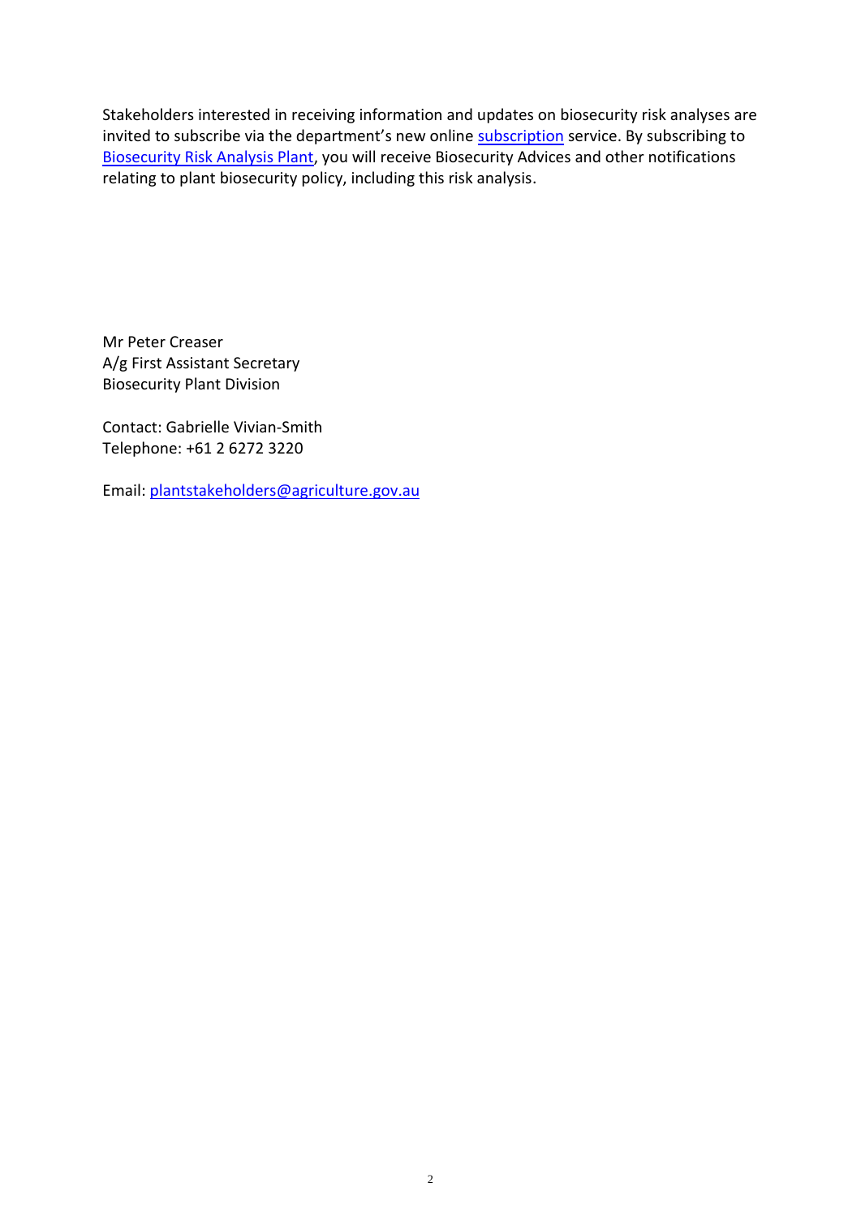Stakeholders interested in receiving information and updates on biosecurity risk analyses are invited to subscribe via the department's new online subscription service. By subscribing to Biosecurity Risk Analysis Plant, you will receive Biosecurity Advices and other notifications relating to plant biosecurity policy, including this risk analysis.

Mr Peter Creaser
A/g First Assistant Secretary
Biosecurity Plant Division

Contact: Gabrielle Vivian-Smith
Telephone: +61 2 6272 3220

Email: plantstakeholders@agriculture.gov.au